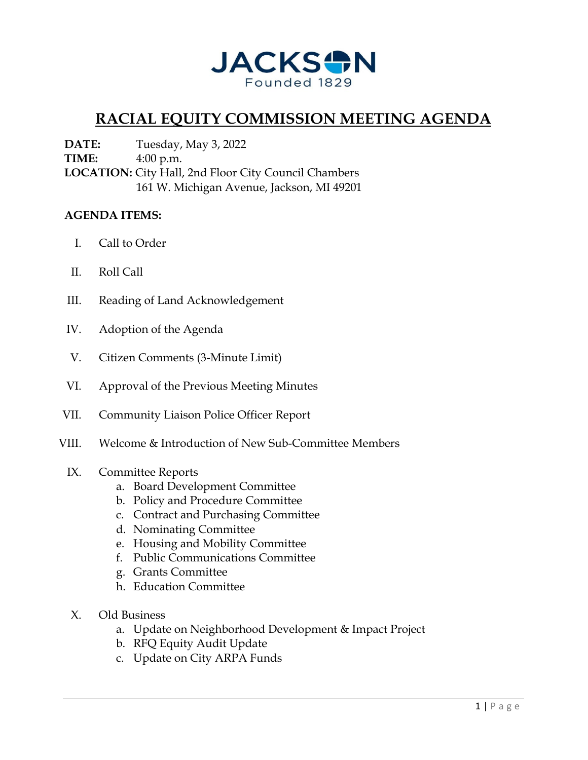JACKSON
Founded 1829

# RACIAL EQUITY COMMISSION MEETING AGENDA

**DATE:** Tuesday, May 3, 2022
**TIME:** 4:00 p.m.
**LOCATION:** City Hall, 2nd Floor City Council Chambers
161 W. Michigan Avenue, Jackson, MI 49201

**AGENDA ITEMS:**

I. Call to Order

II. Roll Call

III. Reading of Land Acknowledgement

IV. Adoption of the Agenda

V. Citizen Comments (3-Minute Limit)

VI. Approval of the Previous Meeting Minutes

VII. Community Liaison Police Officer Report

VIII. Welcome & Introduction of New Sub-Committee Members

IX. Committee Reports
   a. Board Development Committee
   b. Policy and Procedure Committee
   c. Contract and Purchasing Committee
   d. Nominating Committee
   e. Housing and Mobility Committee
   f. Public Communications Committee
   g. Grants Committee
   h. Education Committee

X. Old Business
   a. Update on Neighborhood Development & Impact Project
   b. RFQ Equity Audit Update
   c. Update on City ARPA Funds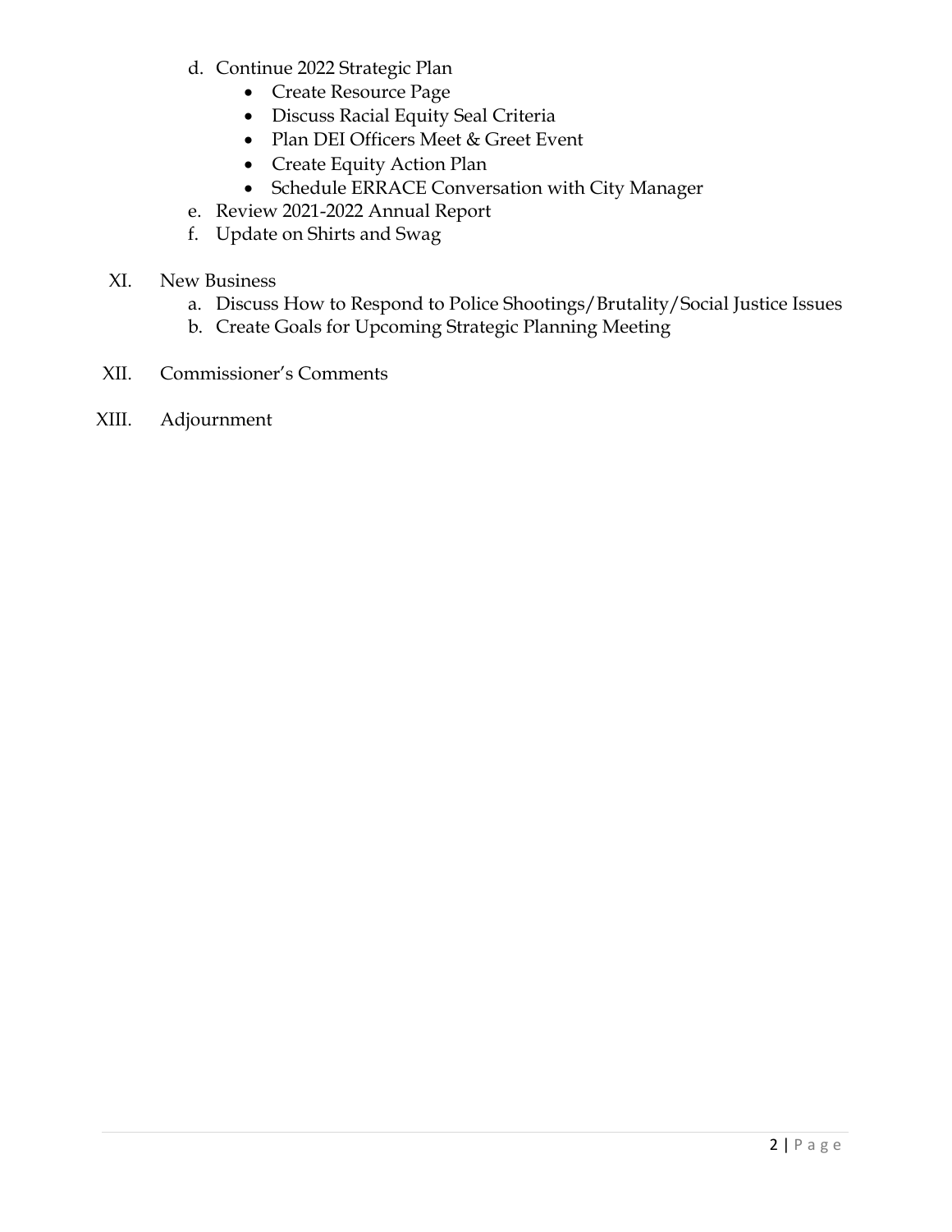d. Continue 2022 Strategic Plan
    - Create Resource Page
    - Discuss Racial Equity Seal Criteria
    - Plan DEI Officers Meet & Greet Event
    - Create Equity Action Plan
    - Schedule ERRACE Conversation with City Manager

e. Review 2021-2022 Annual Report

f. Update on Shirts and Swag

XI. New Business

a. Discuss How to Respond to Police Shootings/Brutality/Social Justice Issues

b. Create Goals for Upcoming Strategic Planning Meeting

XII. Commissioner's Comments

XIII. Adjournment